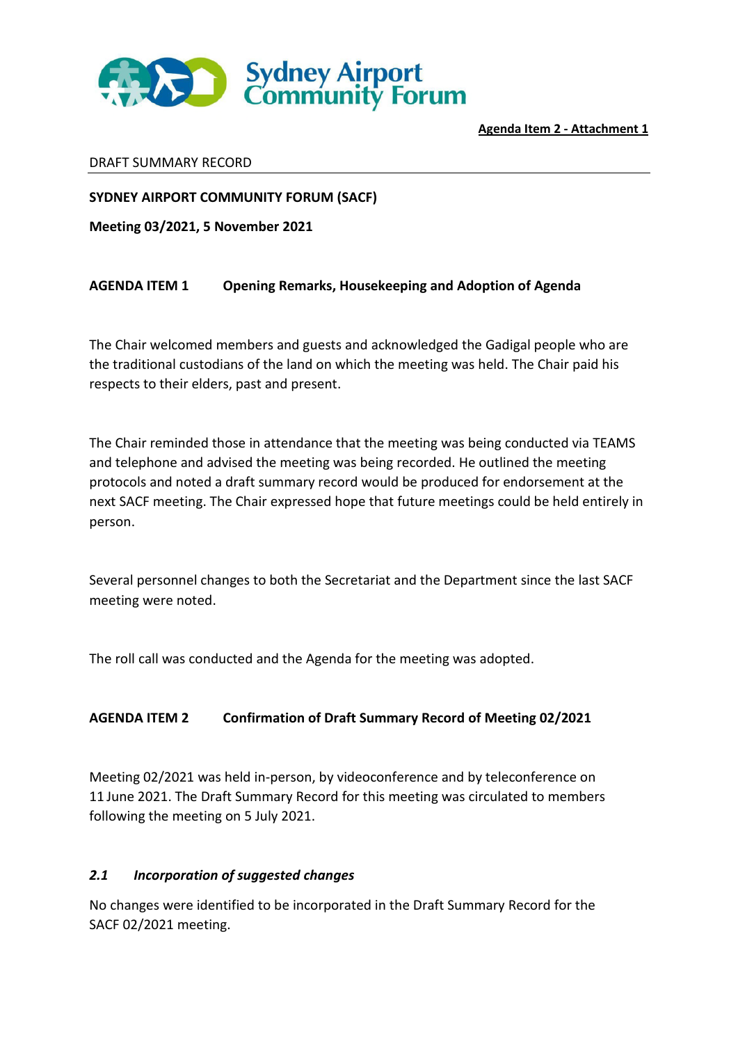**Sydney Airport Community Forum**

**Agenda Item 2 - Attachment 1**

DRAFT SUMMARY RECORD

**SYDNEY AIRPORT COMMUNITY FORUM (SACF)**

**Meeting 03/2021, 5 November 2021**

## AGENDA ITEM 1 Opening Remarks, Housekeeping and Adoption of Agenda

The Chair welcomed members and guests and acknowledged the Gadigal people who are the traditional custodians of the land on which the meeting was held. The Chair paid his respects to their elders, past and present.

The Chair reminded those in attendance that the meeting was being conducted via TEAMS and telephone and advised the meeting was being recorded. He outlined the meeting protocols and noted a draft summary record would be produced for endorsement at the next SACF meeting. The Chair expressed hope that future meetings could be held entirely in person.

Several personnel changes to both the Secretariat and the Department since the last SACF meeting were noted.

The roll call was conducted and the Agenda for the meeting was adopted.

## AGENDA ITEM 2 Confirmation of Draft Summary Record of Meeting 02/2021

Meeting 02/2021 was held in-person, by videoconference and by teleconference on 11 June 2021. The Draft Summary Record for this meeting was circulated to members following the meeting on 5 July 2021.

### *2.1 Incorporation of suggested changes*

No changes were identified to be incorporated in the Draft Summary Record for the SACF 02/2021 meeting.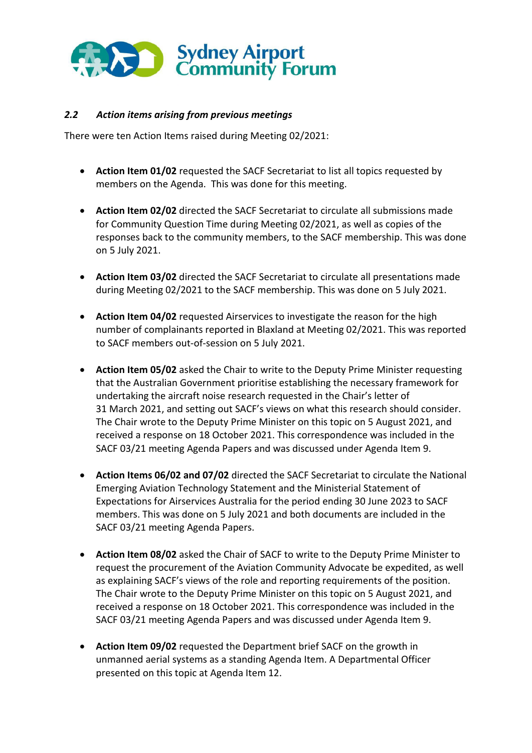### *2.2 Action items arising from previous meetings*

There were ten Action Items raised during Meeting 02/2021:

- **Action Item 01/02** requested the SACF Secretariat to list all topics requested by members on the Agenda. This was done for this meeting.

- **Action Item 02/02** directed the SACF Secretariat to circulate all submissions made for Community Question Time during Meeting 02/2021, as well as copies of the responses back to the community members, to the SACF membership. This was done on 5 July 2021.

- **Action Item 03/02** directed the SACF Secretariat to circulate all presentations made during Meeting 02/2021 to the SACF membership. This was done on 5 July 2021.

- **Action Item 04/02** requested Airservices to investigate the reason for the high number of complainants reported in Blaxland at Meeting 02/2021. This was reported to SACF members out-of-session on 5 July 2021.

- **Action Item 05/02** asked the Chair to write to the Deputy Prime Minister requesting that the Australian Government prioritise establishing the necessary framework for undertaking the aircraft noise research requested in the Chair's letter of 31 March 2021, and setting out SACF's views on what this research should consider. The Chair wrote to the Deputy Prime Minister on this topic on 5 August 2021, and received a response on 18 October 2021. This correspondence was included in the SACF 03/21 meeting Agenda Papers and was discussed under Agenda Item 9.

- **Action Items 06/02 and 07/02** directed the SACF Secretariat to circulate the National Emerging Aviation Technology Statement and the Ministerial Statement of Expectations for Airservices Australia for the period ending 30 June 2023 to SACF members. This was done on 5 July 2021 and both documents are included in the SACF 03/21 meeting Agenda Papers.

- **Action Item 08/02** asked the Chair of SACF to write to the Deputy Prime Minister to request the procurement of the Aviation Community Advocate be expedited, as well as explaining SACF's views of the role and reporting requirements of the position. The Chair wrote to the Deputy Prime Minister on this topic on 5 August 2021, and received a response on 18 October 2021. This correspondence was included in the SACF 03/21 meeting Agenda Papers and was discussed under Agenda Item 9.

- **Action Item 09/02** requested the Department brief SACF on the growth in unmanned aerial systems as a standing Agenda Item. A Departmental Officer presented on this topic at Agenda Item 12.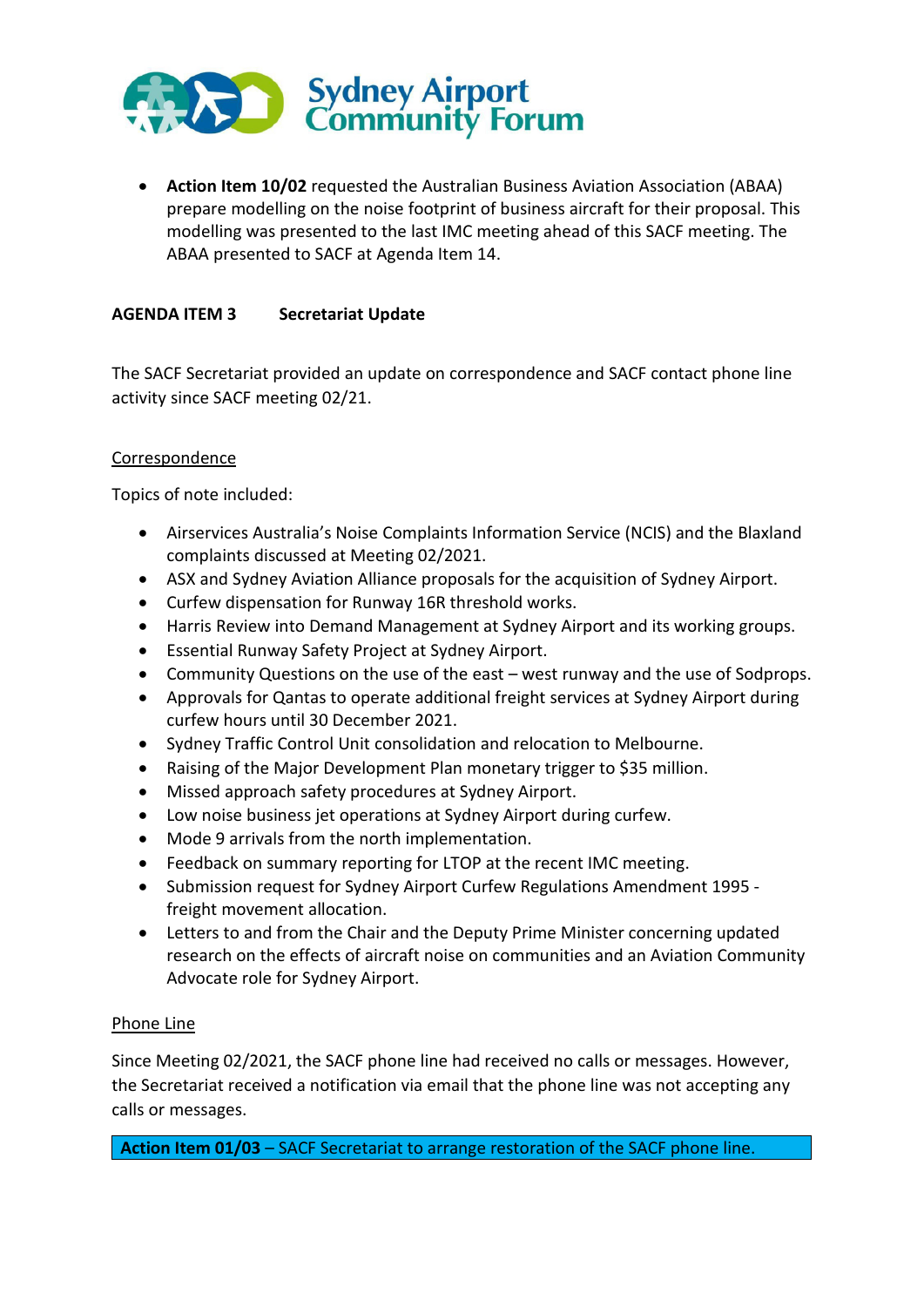- **Action Item 10/02** requested the Australian Business Aviation Association (ABAA) prepare modelling on the noise footprint of business aircraft for their proposal. This modelling was presented to the last IMC meeting ahead of this SACF meeting. The ABAA presented to SACF at Agenda Item 14.

## AGENDA ITEM 3 Secretariat Update

The SACF Secretariat provided an update on correspondence and SACF contact phone line activity since SACF meeting 02/21.

### Correspondence

Topics of note included:

- Airservices Australia's Noise Complaints Information Service (NCIS) and the Blaxland complaints discussed at Meeting 02/2021.
- ASX and Sydney Aviation Alliance proposals for the acquisition of Sydney Airport.
- Curfew dispensation for Runway 16R threshold works.
- Harris Review into Demand Management at Sydney Airport and its working groups.
- Essential Runway Safety Project at Sydney Airport.
- Community Questions on the use of the east – west runway and the use of Sodprops.
- Approvals for Qantas to operate additional freight services at Sydney Airport during curfew hours until 30 December 2021.
- Sydney Traffic Control Unit consolidation and relocation to Melbourne.
- Raising of the Major Development Plan monetary trigger to $35 million.
- Missed approach safety procedures at Sydney Airport.
- Low noise business jet operations at Sydney Airport during curfew.
- Mode 9 arrivals from the north implementation.
- Feedback on summary reporting for LTOP at the recent IMC meeting.
- Submission request for Sydney Airport Curfew Regulations Amendment 1995 - freight movement allocation.
- Letters to and from the Chair and the Deputy Prime Minister concerning updated research on the effects of aircraft noise on communities and an Aviation Community Advocate role for Sydney Airport.

### Phone Line

Since Meeting 02/2021, the SACF phone line had received no calls or messages. However, the Secretariat received a notification via email that the phone line was not accepting any calls or messages.

**Action Item 01/03** – SACF Secretariat to arrange restoration of the SACF phone line.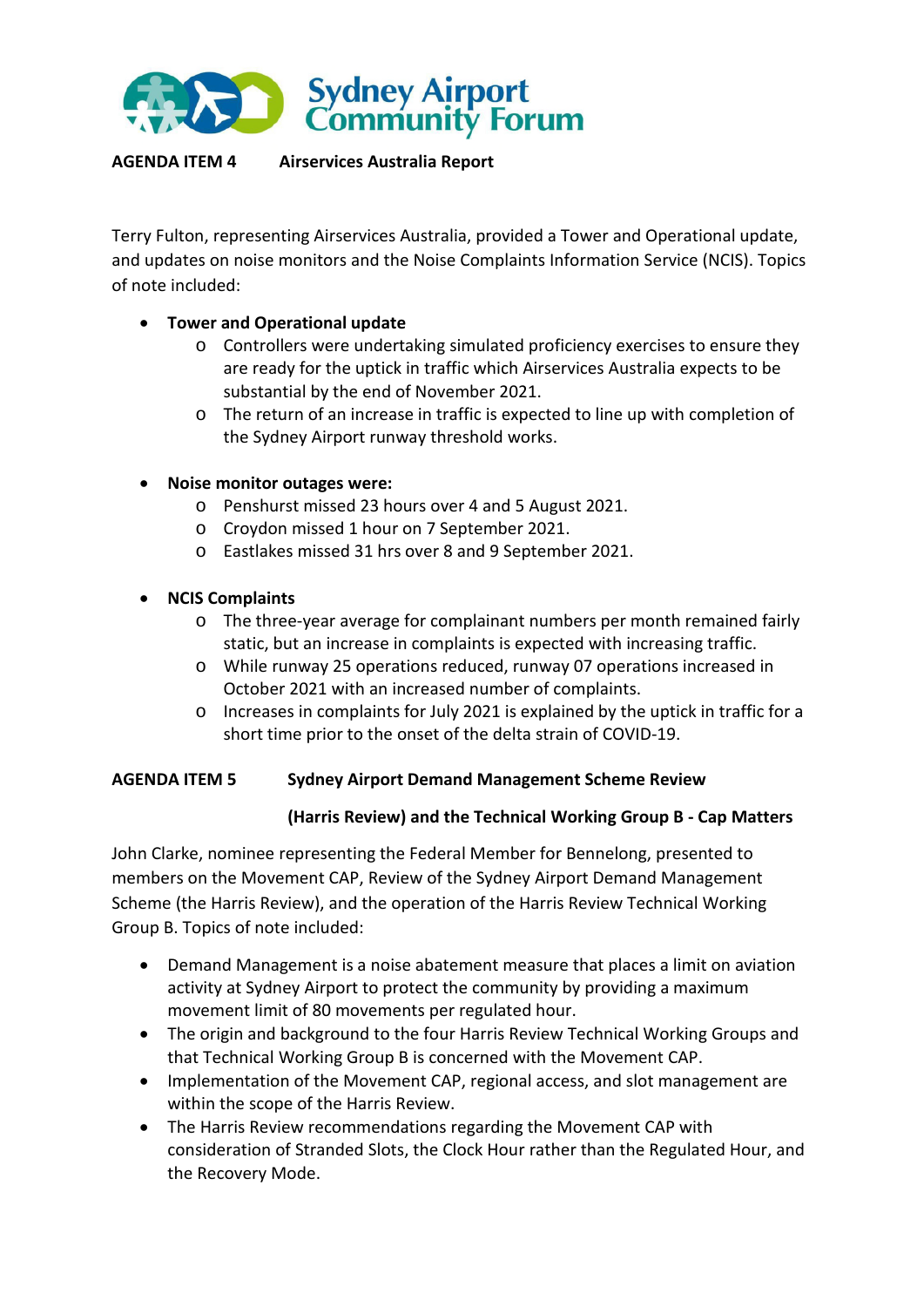**Sydney Airport Community Forum**

**AGENDA ITEM 4 Airservices Australia Report**

Terry Fulton, representing Airservices Australia, provided a Tower and Operational update, and updates on noise monitors and the Noise Complaints Information Service (NCIS). Topics of note included:

- **Tower and Operational update**
  - Controllers were undertaking simulated proficiency exercises to ensure they are ready for the uptick in traffic which Airservices Australia expects to be substantial by the end of November 2021.
  - The return of an increase in traffic is expected to line up with completion of the Sydney Airport runway threshold works.
- **Noise monitor outages were:**
  - Penshurst missed 23 hours over 4 and 5 August 2021.
  - Croydon missed 1 hour on 7 September 2021.
  - Eastlakes missed 31 hrs over 8 and 9 September 2021.
- **NCIS Complaints**
  - The three-year average for complainant numbers per month remained fairly static, but an increase in complaints is expected with increasing traffic.
  - While runway 25 operations reduced, runway 07 operations increased in October 2021 with an increased number of complaints.
  - Increases in complaints for July 2021 is explained by the uptick in traffic for a short time prior to the onset of the delta strain of COVID-19.

**AGENDA ITEM 5 Sydney Airport Demand Management Scheme Review (Harris Review) and the Technical Working Group B - Cap Matters**

John Clarke, nominee representing the Federal Member for Bennelong, presented to members on the Movement CAP, Review of the Sydney Airport Demand Management Scheme (the Harris Review), and the operation of the Harris Review Technical Working Group B. Topics of note included:

- Demand Management is a noise abatement measure that places a limit on aviation activity at Sydney Airport to protect the community by providing a maximum movement limit of 80 movements per regulated hour.
- The origin and background to the four Harris Review Technical Working Groups and that Technical Working Group B is concerned with the Movement CAP.
- Implementation of the Movement CAP, regional access, and slot management are within the scope of the Harris Review.
- The Harris Review recommendations regarding the Movement CAP with consideration of Stranded Slots, the Clock Hour rather than the Regulated Hour, and the Recovery Mode.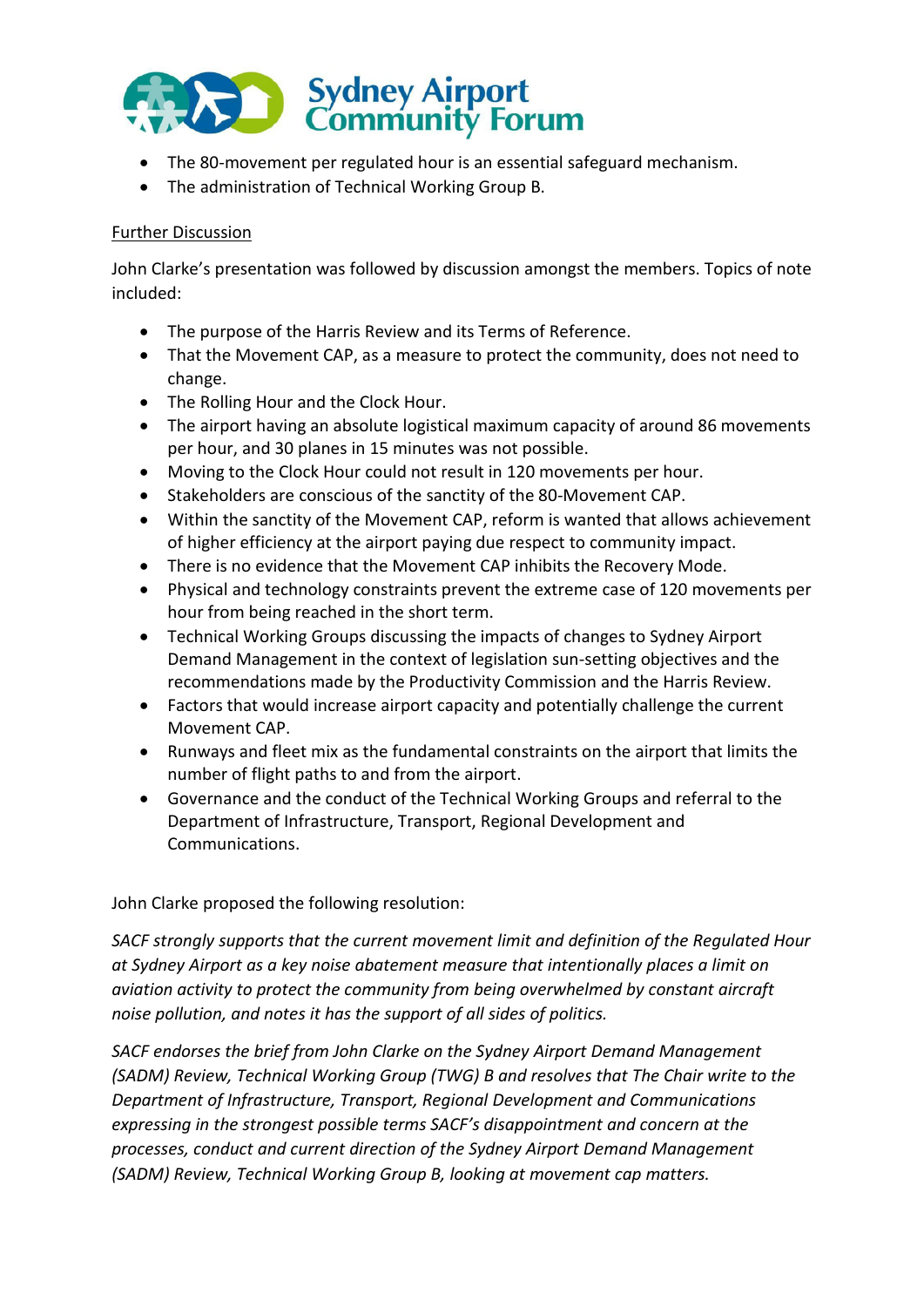- The 80-movement per regulated hour is an essential safeguard mechanism.
- The administration of Technical Working Group B.

Further Discussion

John Clarke's presentation was followed by discussion amongst the members. Topics of note included:

- The purpose of the Harris Review and its Terms of Reference.
- That the Movement CAP, as a measure to protect the community, does not need to change.
- The Rolling Hour and the Clock Hour.
- The airport having an absolute logistical maximum capacity of around 86 movements per hour, and 30 planes in 15 minutes was not possible.
- Moving to the Clock Hour could not result in 120 movements per hour.
- Stakeholders are conscious of the sanctity of the 80-Movement CAP.
- Within the sanctity of the Movement CAP, reform is wanted that allows achievement of higher efficiency at the airport paying due respect to community impact.
- There is no evidence that the Movement CAP inhibits the Recovery Mode.
- Physical and technology constraints prevent the extreme case of 120 movements per hour from being reached in the short term.
- Technical Working Groups discussing the impacts of changes to Sydney Airport Demand Management in the context of legislation sun-setting objectives and the recommendations made by the Productivity Commission and the Harris Review.
- Factors that would increase airport capacity and potentially challenge the current Movement CAP.
- Runways and fleet mix as the fundamental constraints on the airport that limits the number of flight paths to and from the airport.
- Governance and the conduct of the Technical Working Groups and referral to the Department of Infrastructure, Transport, Regional Development and Communications.

John Clarke proposed the following resolution:

*SACF strongly supports that the current movement limit and definition of the Regulated Hour at Sydney Airport as a key noise abatement measure that intentionally places a limit on aviation activity to protect the community from being overwhelmed by constant aircraft noise pollution, and notes it has the support of all sides of politics.*

*SACF endorses the brief from John Clarke on the Sydney Airport Demand Management (SADM) Review, Technical Working Group (TWG) B and resolves that The Chair write to the Department of Infrastructure, Transport, Regional Development and Communications expressing in the strongest possible terms SACF's disappointment and concern at the processes, conduct and current direction of the Sydney Airport Demand Management (SADM) Review, Technical Working Group B, looking at movement cap matters.*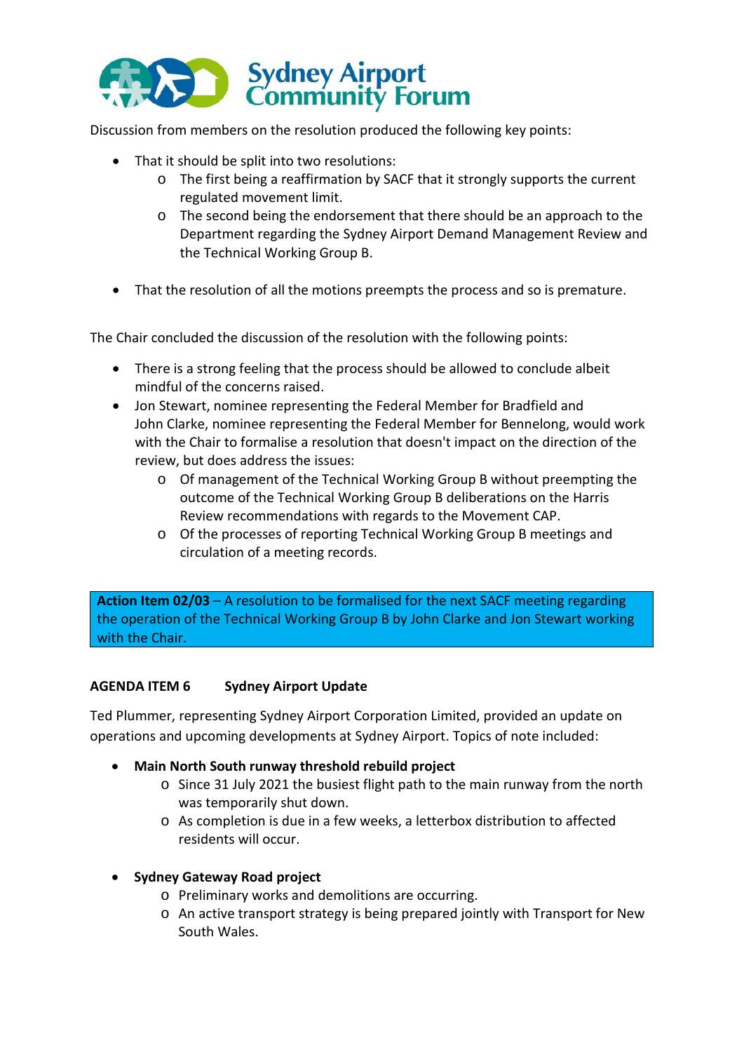Discussion from members on the resolution produced the following key points:

- That it should be split into two resolutions:
  - The first being a reaffirmation by SACF that it strongly supports the current regulated movement limit.
  - The second being the endorsement that there should be an approach to the Department regarding the Sydney Airport Demand Management Review and the Technical Working Group B.
- That the resolution of all the motions preempts the process and so is premature.

The Chair concluded the discussion of the resolution with the following points:

- There is a strong feeling that the process should be allowed to conclude albeit mindful of the concerns raised.
- Jon Stewart, nominee representing the Federal Member for Bradfield and John Clarke, nominee representing the Federal Member for Bennelong, would work with the Chair to formalise a resolution that doesn't impact on the direction of the review, but does address the issues:
  - Of management of the Technical Working Group B without preempting the outcome of the Technical Working Group B deliberations on the Harris Review recommendations with regards to the Movement CAP.
  - Of the processes of reporting Technical Working Group B meetings and circulation of a meeting records.

**Action Item 02/03** – A resolution to be formalised for the next SACF meeting regarding the operation of the Technical Working Group B by John Clarke and Jon Stewart working with the Chair.

## AGENDA ITEM 6 Sydney Airport Update

Ted Plummer, representing Sydney Airport Corporation Limited, provided an update on operations and upcoming developments at Sydney Airport. Topics of note included:

- **Main North South runway threshold rebuild project**
  - Since 31 July 2021 the busiest flight path to the main runway from the north was temporarily shut down.
  - As completion is due in a few weeks, a letterbox distribution to affected residents will occur.
- **Sydney Gateway Road project**
  - Preliminary works and demolitions are occurring.
  - An active transport strategy is being prepared jointly with Transport for New South Wales.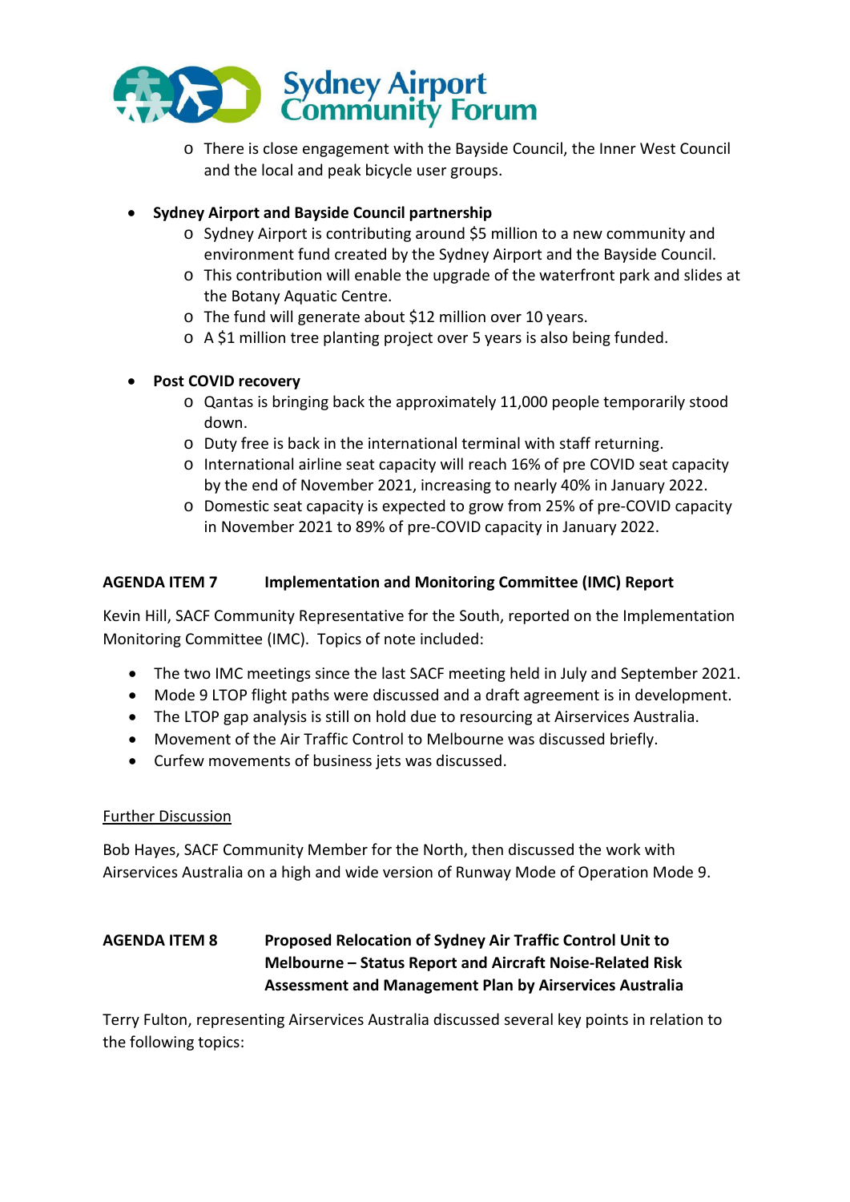- There is close engagement with the Bayside Council, the Inner West Council and the local and peak bicycle user groups.

- **Sydney Airport and Bayside Council partnership**
  - Sydney Airport is contributing around $5 million to a new community and environment fund created by the Sydney Airport and the Bayside Council.
  - This contribution will enable the upgrade of the waterfront park and slides at the Botany Aquatic Centre.
  - The fund will generate about $12 million over 10 years.
  - A $1 million tree planting project over 5 years is also being funded.

- **Post COVID recovery**
  - Qantas is bringing back the approximately 11,000 people temporarily stood down.
  - Duty free is back in the international terminal with staff returning.
  - International airline seat capacity will reach 16% of pre COVID seat capacity by the end of November 2021, increasing to nearly 40% in January 2022.
  - Domestic seat capacity is expected to grow from 25% of pre-COVID capacity in November 2021 to 89% of pre-COVID capacity in January 2022.

## AGENDA ITEM 7 Implementation and Monitoring Committee (IMC) Report

Kevin Hill, SACF Community Representative for the South, reported on the Implementation Monitoring Committee (IMC). Topics of note included:

- The two IMC meetings since the last SACF meeting held in July and September 2021.
- Mode 9 LTOP flight paths were discussed and a draft agreement is in development.
- The LTOP gap analysis is still on hold due to resourcing at Airservices Australia.
- Movement of the Air Traffic Control to Melbourne was discussed briefly.
- Curfew movements of business jets was discussed.

<u>Further Discussion</u>

Bob Hayes, SACF Community Member for the North, then discussed the work with Airservices Australia on a high and wide version of Runway Mode of Operation Mode 9.

## AGENDA ITEM 8 Proposed Relocation of Sydney Air Traffic Control Unit to Melbourne – Status Report and Aircraft Noise-Related Risk Assessment and Management Plan by Airservices Australia

Terry Fulton, representing Airservices Australia discussed several key points in relation to the following topics: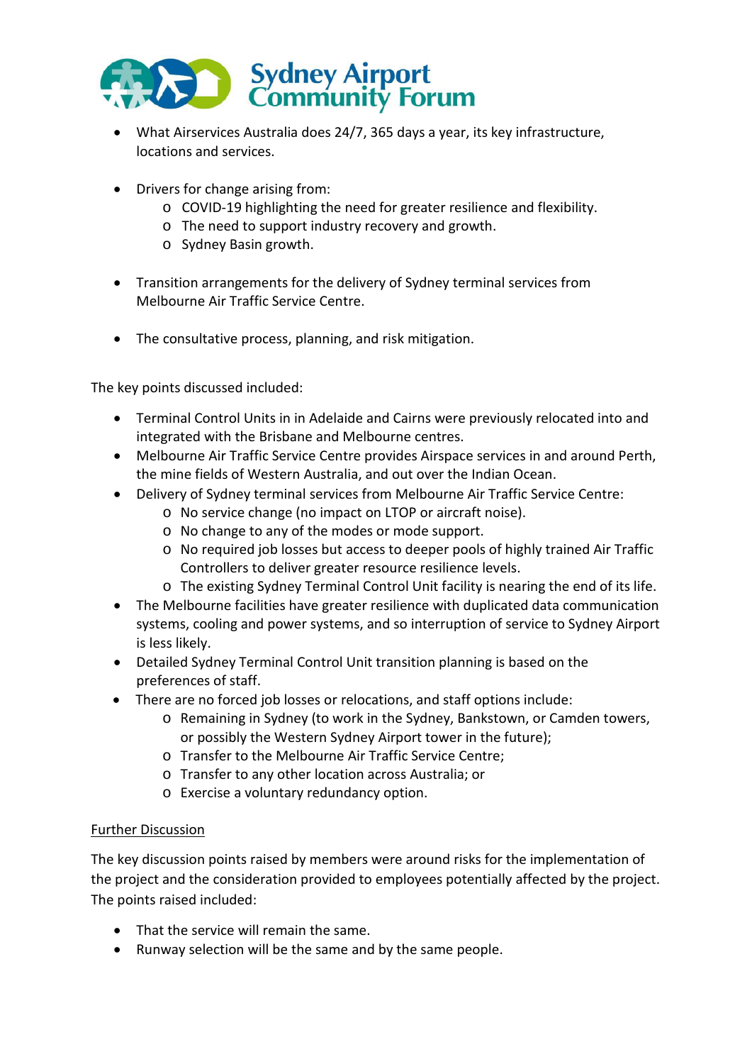- What Airservices Australia does 24/7, 365 days a year, its key infrastructure, locations and services.

- Drivers for change arising from:
  - COVID-19 highlighting the need for greater resilience and flexibility.
  - The need to support industry recovery and growth.
  - Sydney Basin growth.

- Transition arrangements for the delivery of Sydney terminal services from Melbourne Air Traffic Service Centre.

- The consultative process, planning, and risk mitigation.

The key points discussed included:

- Terminal Control Units in in Adelaide and Cairns were previously relocated into and integrated with the Brisbane and Melbourne centres.
- Melbourne Air Traffic Service Centre provides Airspace services in and around Perth, the mine fields of Western Australia, and out over the Indian Ocean.
- Delivery of Sydney terminal services from Melbourne Air Traffic Service Centre:
  - No service change (no impact on LTOP or aircraft noise).
  - No change to any of the modes or mode support.
  - No required job losses but access to deeper pools of highly trained Air Traffic Controllers to deliver greater resource resilience levels.
  - The existing Sydney Terminal Control Unit facility is nearing the end of its life.
- The Melbourne facilities have greater resilience with duplicated data communication systems, cooling and power systems, and so interruption of service to Sydney Airport is less likely.
- Detailed Sydney Terminal Control Unit transition planning is based on the preferences of staff.
- There are no forced job losses or relocations, and staff options include:
  - Remaining in Sydney (to work in the Sydney, Bankstown, or Camden towers, or possibly the Western Sydney Airport tower in the future);
  - Transfer to the Melbourne Air Traffic Service Centre;
  - Transfer to any other location across Australia; or
  - Exercise a voluntary redundancy option.

<u>Further Discussion</u>

The key discussion points raised by members were around risks for the implementation of the project and the consideration provided to employees potentially affected by the project. The points raised included:

- That the service will remain the same.
- Runway selection will be the same and by the same people.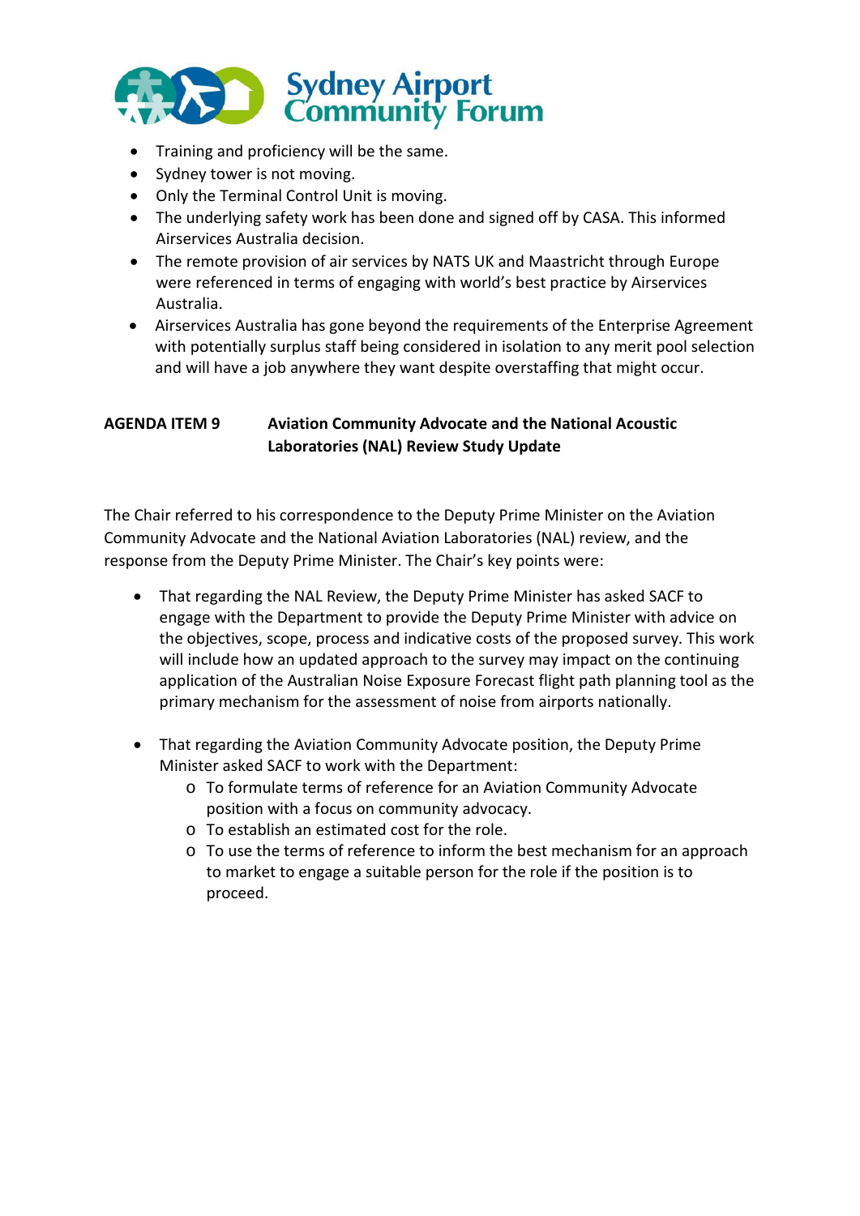- Training and proficiency will be the same.
- Sydney tower is not moving.
- Only the Terminal Control Unit is moving.
- The underlying safety work has been done and signed off by CASA. This informed Airservices Australia decision.
- The remote provision of air services by NATS UK and Maastricht through Europe were referenced in terms of engaging with world's best practice by Airservices Australia.
- Airservices Australia has gone beyond the requirements of the Enterprise Agreement with potentially surplus staff being considered in isolation to any merit pool selection and will have a job anywhere they want despite overstaffing that might occur.

## AGENDA ITEM 9 Aviation Community Advocate and the National Acoustic Laboratories (NAL) Review Study Update

The Chair referred to his correspondence to the Deputy Prime Minister on the Aviation Community Advocate and the National Aviation Laboratories (NAL) review, and the response from the Deputy Prime Minister. The Chair's key points were:

- That regarding the NAL Review, the Deputy Prime Minister has asked SACF to engage with the Department to provide the Deputy Prime Minister with advice on the objectives, scope, process and indicative costs of the proposed survey. This work will include how an updated approach to the survey may impact on the continuing application of the Australian Noise Exposure Forecast flight path planning tool as the primary mechanism for the assessment of noise from airports nationally.

- That regarding the Aviation Community Advocate position, the Deputy Prime Minister asked SACF to work with the Department:
  - To formulate terms of reference for an Aviation Community Advocate position with a focus on community advocacy.
  - To establish an estimated cost for the role.
  - To use the terms of reference to inform the best mechanism for an approach to market to engage a suitable person for the role if the position is to proceed.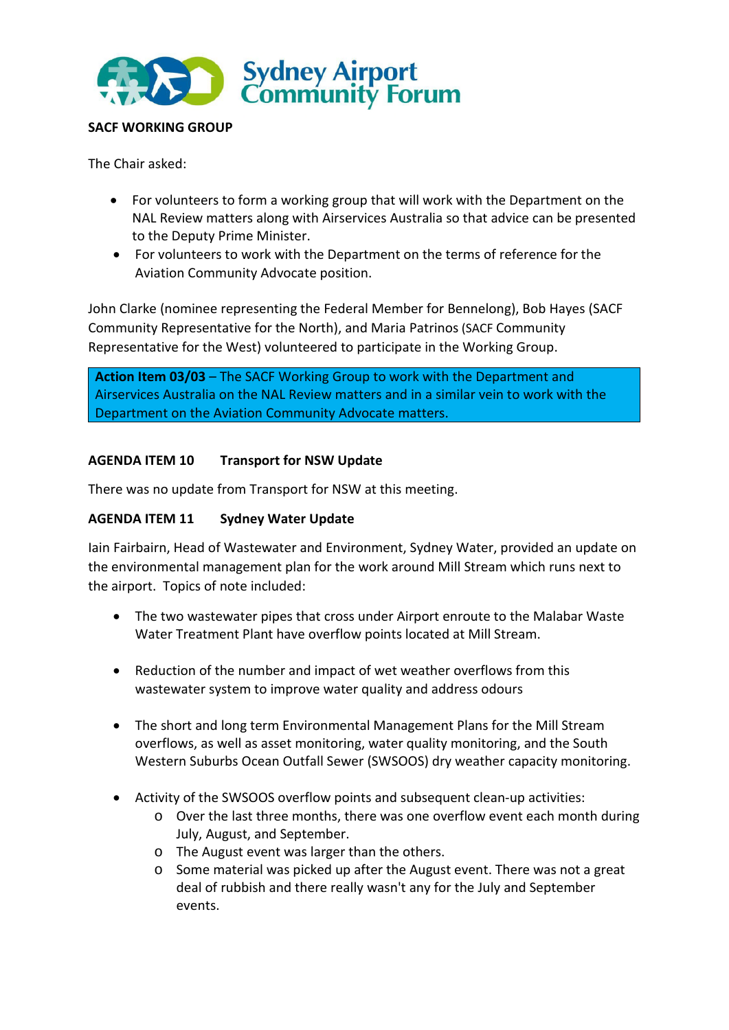**SACF WORKING GROUP**

The Chair asked:

- For volunteers to form a working group that will work with the Department on the NAL Review matters along with Airservices Australia so that advice can be presented to the Deputy Prime Minister.
- For volunteers to work with the Department on the terms of reference for the Aviation Community Advocate position.

John Clarke (nominee representing the Federal Member for Bennelong), Bob Hayes (SACF Community Representative for the North), and Maria Patrinos (SACF Community Representative for the West) volunteered to participate in the Working Group.

**Action Item 03/03** – The SACF Working Group to work with the Department and Airservices Australia on the NAL Review matters and in a similar vein to work with the Department on the Aviation Community Advocate matters.

**AGENDA ITEM 10 Transport for NSW Update**

There was no update from Transport for NSW at this meeting.

**AGENDA ITEM 11 Sydney Water Update**

Iain Fairbairn, Head of Wastewater and Environment, Sydney Water, provided an update on the environmental management plan for the work around Mill Stream which runs next to the airport. Topics of note included:

- The two wastewater pipes that cross under Airport enroute to the Malabar Waste Water Treatment Plant have overflow points located at Mill Stream.
- Reduction of the number and impact of wet weather overflows from this wastewater system to improve water quality and address odours
- The short and long term Environmental Management Plans for the Mill Stream overflows, as well as asset monitoring, water quality monitoring, and the South Western Suburbs Ocean Outfall Sewer (SWSOOS) dry weather capacity monitoring.
- Activity of the SWSOOS overflow points and subsequent clean-up activities:
  - Over the last three months, there was one overflow event each month during July, August, and September.
  - The August event was larger than the others.
  - Some material was picked up after the August event. There was not a great deal of rubbish and there really wasn't any for the July and September events.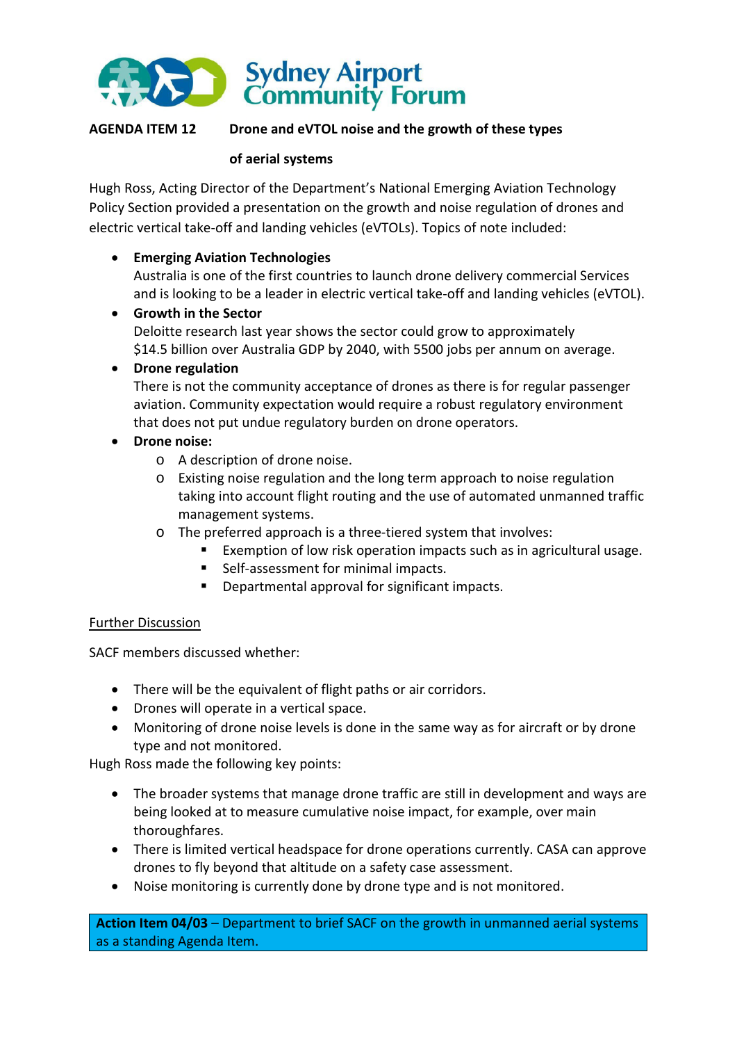**Sydney Airport Community Forum**

**AGENDA ITEM 12 Drone and eVTOL noise and the growth of these types of aerial systems**

Hugh Ross, Acting Director of the Department's National Emerging Aviation Technology Policy Section provided a presentation on the growth and noise regulation of drones and electric vertical take-off and landing vehicles (eVTOLs). Topics of note included:

- **Emerging Aviation Technologies**
  Australia is one of the first countries to launch drone delivery commercial Services and is looking to be a leader in electric vertical take-off and landing vehicles (eVTOL).
- **Growth in the Sector**
  Deloitte research last year shows the sector could grow to approximately $14.5 billion over Australia GDP by 2040, with 5500 jobs per annum on average.
- **Drone regulation**
  There is not the community acceptance of drones as there is for regular passenger aviation. Community expectation would require a robust regulatory environment that does not put undue regulatory burden on drone operators.
- **Drone noise:**
  - A description of drone noise.
  - Existing noise regulation and the long term approach to noise regulation taking into account flight routing and the use of automated unmanned traffic management systems.
  - The preferred approach is a three-tiered system that involves:
    - Exemption of low risk operation impacts such as in agricultural usage.
    - Self-assessment for minimal impacts.
    - Departmental approval for significant impacts.

<u>Further Discussion</u>

SACF members discussed whether:

- There will be the equivalent of flight paths or air corridors.
- Drones will operate in a vertical space.
- Monitoring of drone noise levels is done in the same way as for aircraft or by drone type and not monitored.

Hugh Ross made the following key points:

- The broader systems that manage drone traffic are still in development and ways are being looked at to measure cumulative noise impact, for example, over main thoroughfares.
- There is limited vertical headspace for drone operations currently. CASA can approve drones to fly beyond that altitude on a safety case assessment.
- Noise monitoring is currently done by drone type and is not monitored.

**Action Item 04/03** – Department to brief SACF on the growth in unmanned aerial systems as a standing Agenda Item.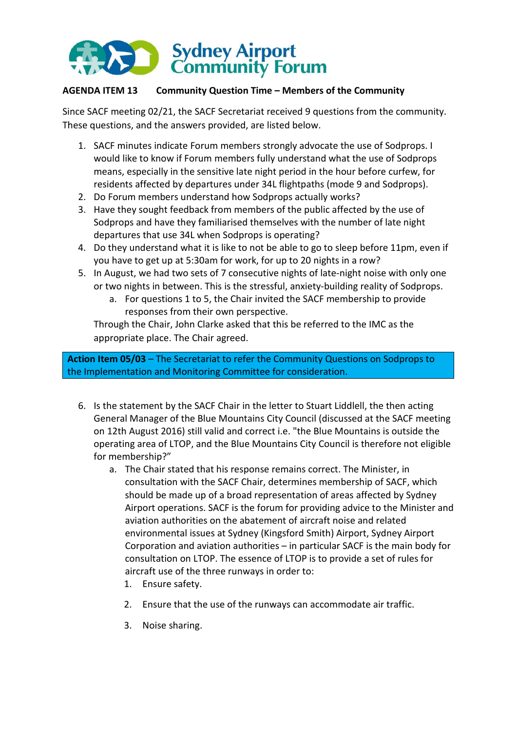**AGENDA ITEM 13 Community Question Time – Members of the Community**

Since SACF meeting 02/21, the SACF Secretariat received 9 questions from the community. These questions, and the answers provided, are listed below.

1. SACF minutes indicate Forum members strongly advocate the use of Sodprops. I would like to know if Forum members fully understand what the use of Sodprops means, especially in the sensitive late night period in the hour before curfew, for residents affected by departures under 34L flightpaths (mode 9 and Sodprops).
2. Do Forum members understand how Sodprops actually works?
3. Have they sought feedback from members of the public affected by the use of Sodprops and have they familiarised themselves with the number of late night departures that use 34L when Sodprops is operating?
4. Do they understand what it is like to not be able to go to sleep before 11pm, even if you have to get up at 5:30am for work, for up to 20 nights in a row?
5. In August, we had two sets of 7 consecutive nights of late-night noise with only one or two nights in between. This is the stressful, anxiety-building reality of Sodprops.
   a. For questions 1 to 5, the Chair invited the SACF membership to provide responses from their own perspective.

   Through the Chair, John Clarke asked that this be referred to the IMC as the appropriate place. The Chair agreed.

**Action Item 05/03** – The Secretariat to refer the Community Questions on Sodprops to the Implementation and Monitoring Committee for consideration.

6. Is the statement by the SACF Chair in the letter to Stuart Liddlell, the then acting General Manager of the Blue Mountains City Council (discussed at the SACF meeting on 12th August 2016) still valid and correct i.e. "the Blue Mountains is outside the operating area of LTOP, and the Blue Mountains City Council is therefore not eligible for membership?"
   a. The Chair stated that his response remains correct. The Minister, in consultation with the SACF Chair, determines membership of SACF, which should be made up of a broad representation of areas affected by Sydney Airport operations. SACF is the forum for providing advice to the Minister and aviation authorities on the abatement of aircraft noise and related environmental issues at Sydney (Kingsford Smith) Airport, Sydney Airport Corporation and aviation authorities – in particular SACF is the main body for consultation on LTOP. The essence of LTOP is to provide a set of rules for aircraft use of the three runways in order to:
      1. Ensure safety.
      2. Ensure that the use of the runways can accommodate air traffic.
      3. Noise sharing.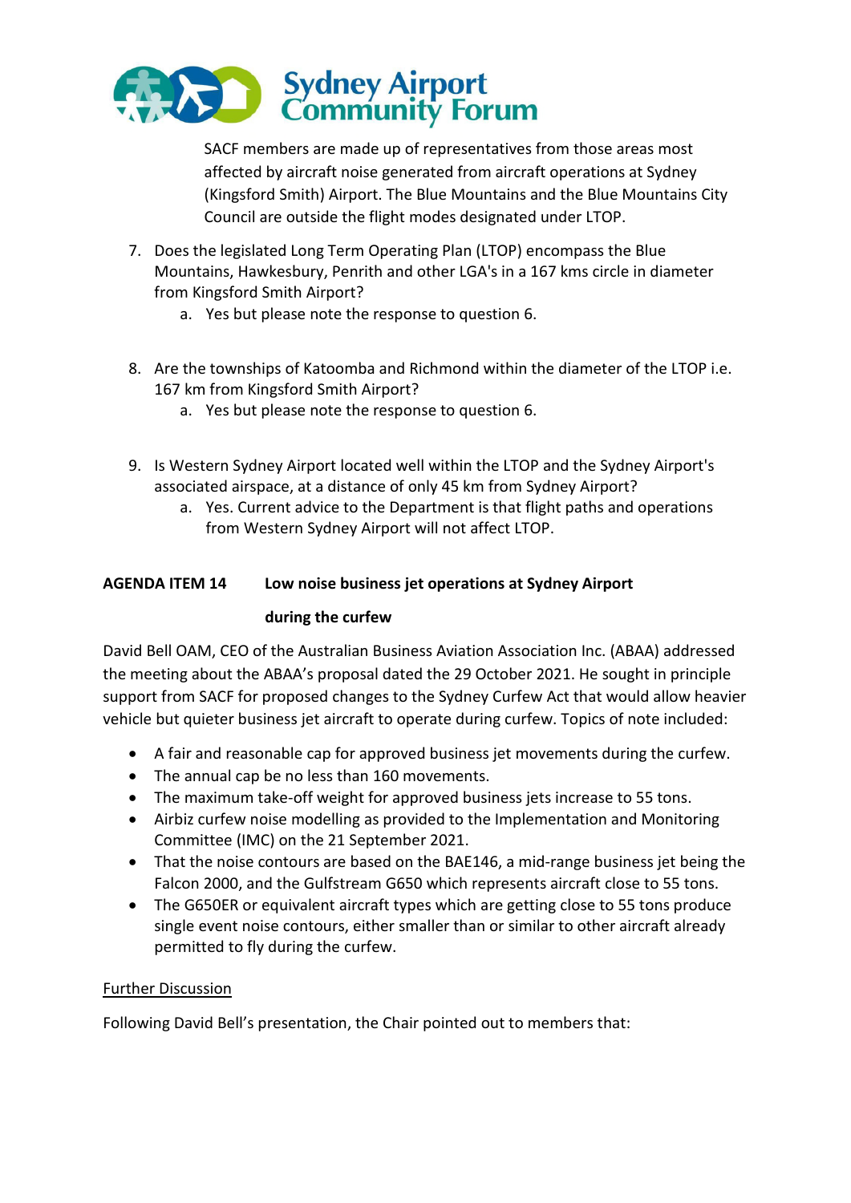SACF members are made up of representatives from those areas most affected by aircraft noise generated from aircraft operations at Sydney (Kingsford Smith) Airport. The Blue Mountains and the Blue Mountains City Council are outside the flight modes designated under LTOP.

7. Does the legislated Long Term Operating Plan (LTOP) encompass the Blue Mountains, Hawkesbury, Penrith and other LGA's in a 167 kms circle in diameter from Kingsford Smith Airport?
    a. Yes but please note the response to question 6.

8. Are the townships of Katoomba and Richmond within the diameter of the LTOP i.e. 167 km from Kingsford Smith Airport?
    a. Yes but please note the response to question 6.

9. Is Western Sydney Airport located well within the LTOP and the Sydney Airport's associated airspace, at a distance of only 45 km from Sydney Airport?
    a. Yes. Current advice to the Department is that flight paths and operations from Western Sydney Airport will not affect LTOP.

**AGENDA ITEM 14 Low noise business jet operations at Sydney Airport during the curfew**

David Bell OAM, CEO of the Australian Business Aviation Association Inc. (ABAA) addressed the meeting about the ABAA's proposal dated the 29 October 2021. He sought in principle support from SACF for proposed changes to the Sydney Curfew Act that would allow heavier vehicle but quieter business jet aircraft to operate during curfew. Topics of note included:

- A fair and reasonable cap for approved business jet movements during the curfew.
- The annual cap be no less than 160 movements.
- The maximum take-off weight for approved business jets increase to 55 tons.
- Airbiz curfew noise modelling as provided to the Implementation and Monitoring Committee (IMC) on the 21 September 2021.
- That the noise contours are based on the BAE146, a mid-range business jet being the Falcon 2000, and the Gulfstream G650 which represents aircraft close to 55 tons.
- The G650ER or equivalent aircraft types which are getting close to 55 tons produce single event noise contours, either smaller than or similar to other aircraft already permitted to fly during the curfew.

<u>Further Discussion</u>

Following David Bell's presentation, the Chair pointed out to members that: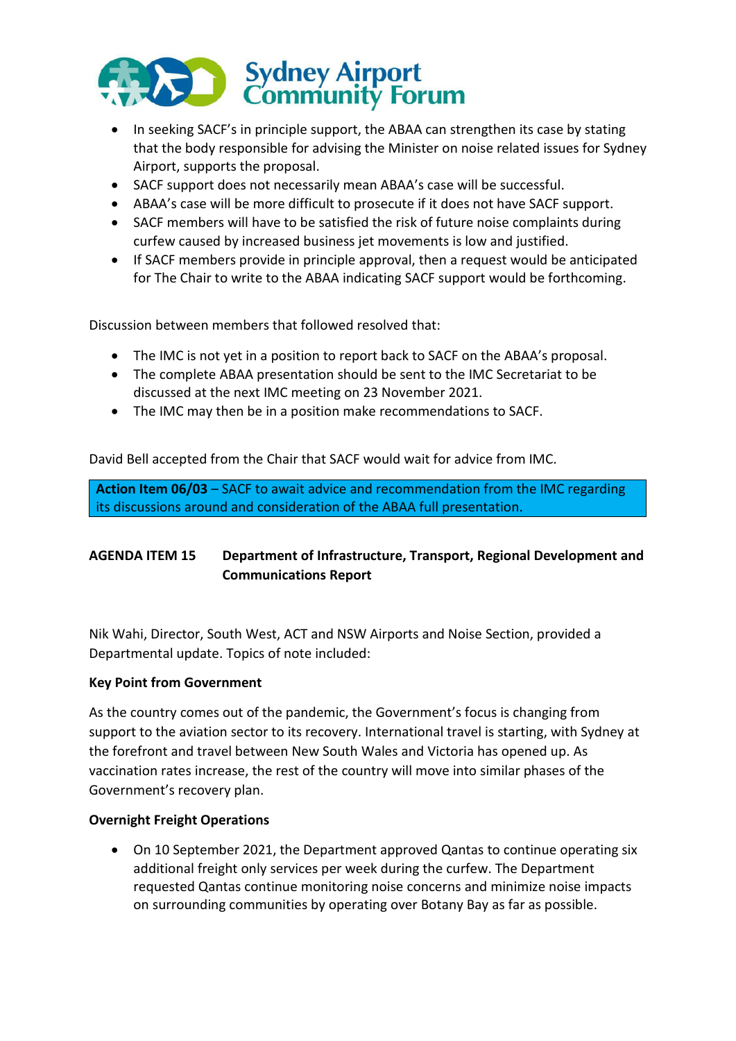- In seeking SACF's in principle support, the ABAA can strengthen its case by stating that the body responsible for advising the Minister on noise related issues for Sydney Airport, supports the proposal.
- SACF support does not necessarily mean ABAA's case will be successful.
- ABAA's case will be more difficult to prosecute if it does not have SACF support.
- SACF members will have to be satisfied the risk of future noise complaints during curfew caused by increased business jet movements is low and justified.
- If SACF members provide in principle approval, then a request would be anticipated for The Chair to write to the ABAA indicating SACF support would be forthcoming.

Discussion between members that followed resolved that:

- The IMC is not yet in a position to report back to SACF on the ABAA's proposal.
- The complete ABAA presentation should be sent to the IMC Secretariat to be discussed at the next IMC meeting on 23 November 2021.
- The IMC may then be in a position make recommendations to SACF.

David Bell accepted from the Chair that SACF would wait for advice from IMC.

**Action Item 06/03** – SACF to await advice and recommendation from the IMC regarding its discussions around and consideration of the ABAA full presentation.

## AGENDA ITEM 15 Department of Infrastructure, Transport, Regional Development and Communications Report

Nik Wahi, Director, South West, ACT and NSW Airports and Noise Section, provided a Departmental update. Topics of note included:

**Key Point from Government**

As the country comes out of the pandemic, the Government's focus is changing from support to the aviation sector to its recovery. International travel is starting, with Sydney at the forefront and travel between New South Wales and Victoria has opened up. As vaccination rates increase, the rest of the country will move into similar phases of the Government's recovery plan.

**Overnight Freight Operations**

- On 10 September 2021, the Department approved Qantas to continue operating six additional freight only services per week during the curfew. The Department requested Qantas continue monitoring noise concerns and minimize noise impacts on surrounding communities by operating over Botany Bay as far as possible.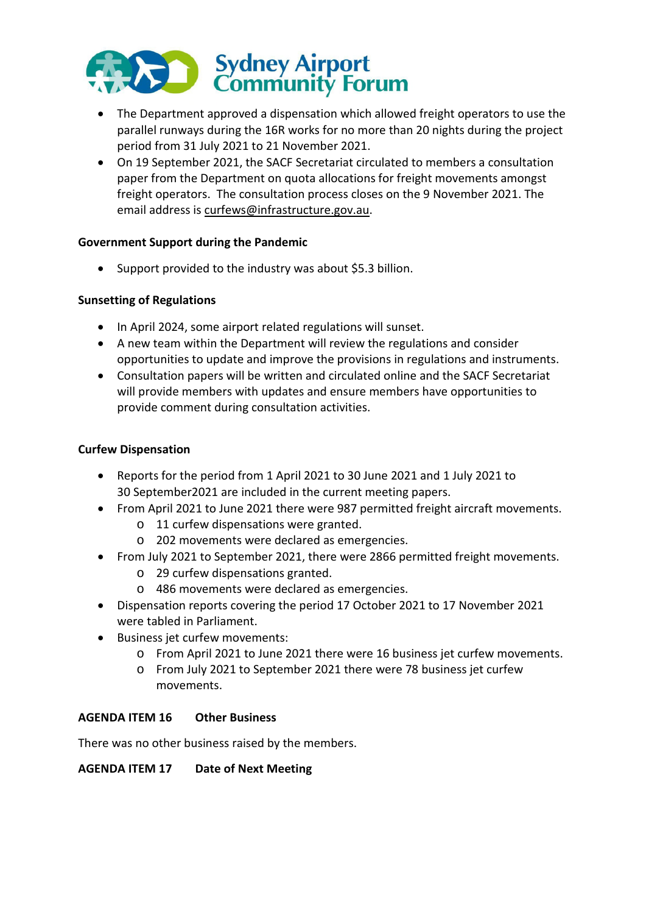- The Department approved a dispensation which allowed freight operators to use the parallel runways during the 16R works for no more than 20 nights during the project period from 31 July 2021 to 21 November 2021.
- On 19 September 2021, the SACF Secretariat circulated to members a consultation paper from the Department on quota allocations for freight movements amongst freight operators. The consultation process closes on the 9 November 2021. The email address is curfews@infrastructure.gov.au.

**Government Support during the Pandemic**

- Support provided to the industry was about $5.3 billion.

**Sunsetting of Regulations**

- In April 2024, some airport related regulations will sunset.
- A new team within the Department will review the regulations and consider opportunities to update and improve the provisions in regulations and instruments.
- Consultation papers will be written and circulated online and the SACF Secretariat will provide members with updates and ensure members have opportunities to provide comment during consultation activities.

**Curfew Dispensation**

- Reports for the period from 1 April 2021 to 30 June 2021 and 1 July 2021 to 30 September2021 are included in the current meeting papers.
- From April 2021 to June 2021 there were 987 permitted freight aircraft movements.
  - 11 curfew dispensations were granted.
  - 202 movements were declared as emergencies.
- From July 2021 to September 2021, there were 2866 permitted freight movements.
  - 29 curfew dispensations granted.
  - 486 movements were declared as emergencies.
- Dispensation reports covering the period 17 October 2021 to 17 November 2021 were tabled in Parliament.
- Business jet curfew movements:
  - From April 2021 to June 2021 there were 16 business jet curfew movements.
  - From July 2021 to September 2021 there were 78 business jet curfew movements.

**AGENDA ITEM 16 Other Business**

There was no other business raised by the members.

**AGENDA ITEM 17 Date of Next Meeting**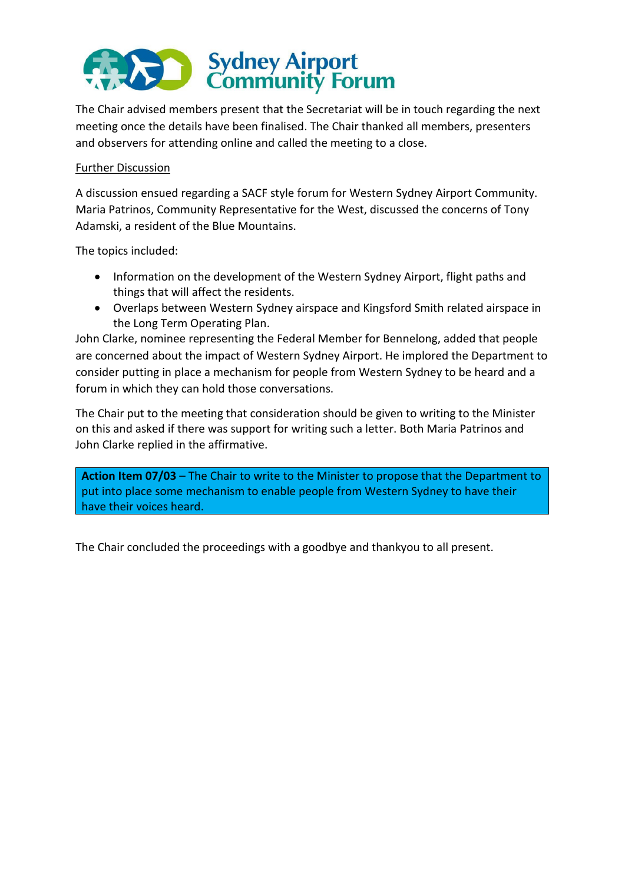The Chair advised members present that the Secretariat will be in touch regarding the next meeting once the details have been finalised. The Chair thanked all members, presenters and observers for attending online and called the meeting to a close.

Further Discussion

A discussion ensued regarding a SACF style forum for Western Sydney Airport Community. Maria Patrinos, Community Representative for the West, discussed the concerns of Tony Adamski, a resident of the Blue Mountains.

The topics included:

- Information on the development of the Western Sydney Airport, flight paths and things that will affect the residents.
- Overlaps between Western Sydney airspace and Kingsford Smith related airspace in the Long Term Operating Plan.

John Clarke, nominee representing the Federal Member for Bennelong, added that people are concerned about the impact of Western Sydney Airport. He implored the Department to consider putting in place a mechanism for people from Western Sydney to be heard and a forum in which they can hold those conversations.

The Chair put to the meeting that consideration should be given to writing to the Minister on this and asked if there was support for writing such a letter. Both Maria Patrinos and John Clarke replied in the affirmative.

**Action Item 07/03** – The Chair to write to the Minister to propose that the Department to put into place some mechanism to enable people from Western Sydney to have their have their voices heard.

The Chair concluded the proceedings with a goodbye and thankyou to all present.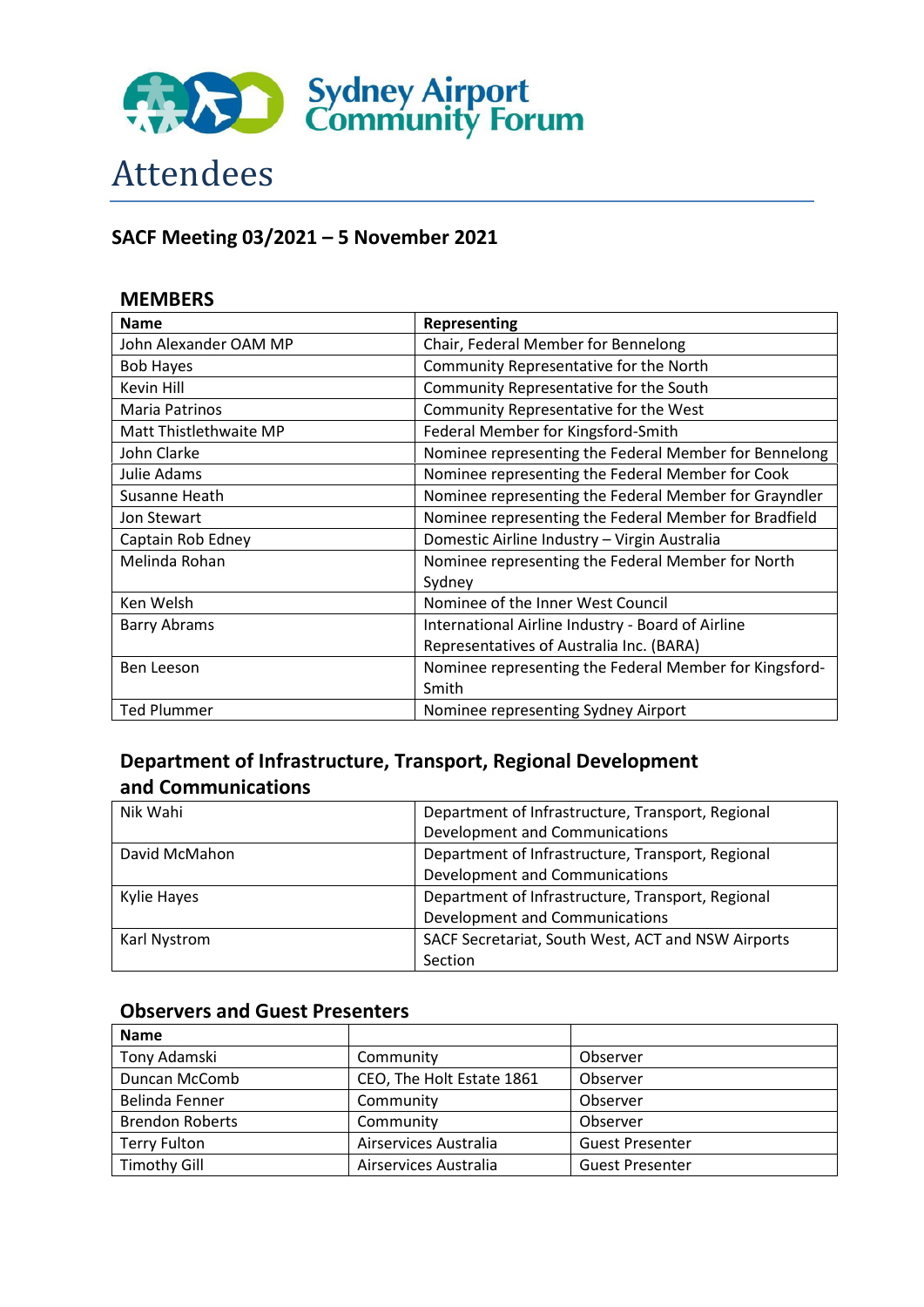# Attendees

## SACF Meeting 03/2021 – 5 November 2021

### MEMBERS

| Name | Representing |
|---|---|
| John Alexander OAM MP | Chair, Federal Member for Bennelong |
| Bob Hayes | Community Representative for the North |
| Kevin Hill | Community Representative for the South |
| Maria Patrinos | Community Representative for the West |
| Matt Thistlethwaite MP | Federal Member for Kingsford-Smith |
| John Clarke | Nominee representing the Federal Member for Bennelong |
| Julie Adams | Nominee representing the Federal Member for Cook |
| Susanne Heath | Nominee representing the Federal Member for Grayndler |
| Jon Stewart | Nominee representing the Federal Member for Bradfield |
| Captain Rob Edney | Domestic Airline Industry – Virgin Australia |
| Melinda Rohan | Nominee representing the Federal Member for North Sydney |
| Ken Welsh | Nominee of the Inner West Council |
| Barry Abrams | International Airline Industry - Board of Airline Representatives of Australia Inc. (BARA) |
| Ben Leeson | Nominee representing the Federal Member for Kingsford-Smith |
| Ted Plummer | Nominee representing Sydney Airport |

### Department of Infrastructure, Transport, Regional Development and Communications

| | |
|---|---|
| Nik Wahi | Department of Infrastructure, Transport, Regional Development and Communications |
| David McMahon | Department of Infrastructure, Transport, Regional Development and Communications |
| Kylie Hayes | Department of Infrastructure, Transport, Regional Development and Communications |
| Karl Nystrom | SACF Secretariat, South West, ACT and NSW Airports Section |

### Observers and Guest Presenters

| Name | | |
|---|---|---|
| Tony Adamski | Community | Observer |
| Duncan McComb | CEO, The Holt Estate 1861 | Observer |
| Belinda Fenner | Community | Observer |
| Brendon Roberts | Community | Observer |
| Terry Fulton | Airservices Australia | Guest Presenter |
| Timothy Gill | Airservices Australia | Guest Presenter |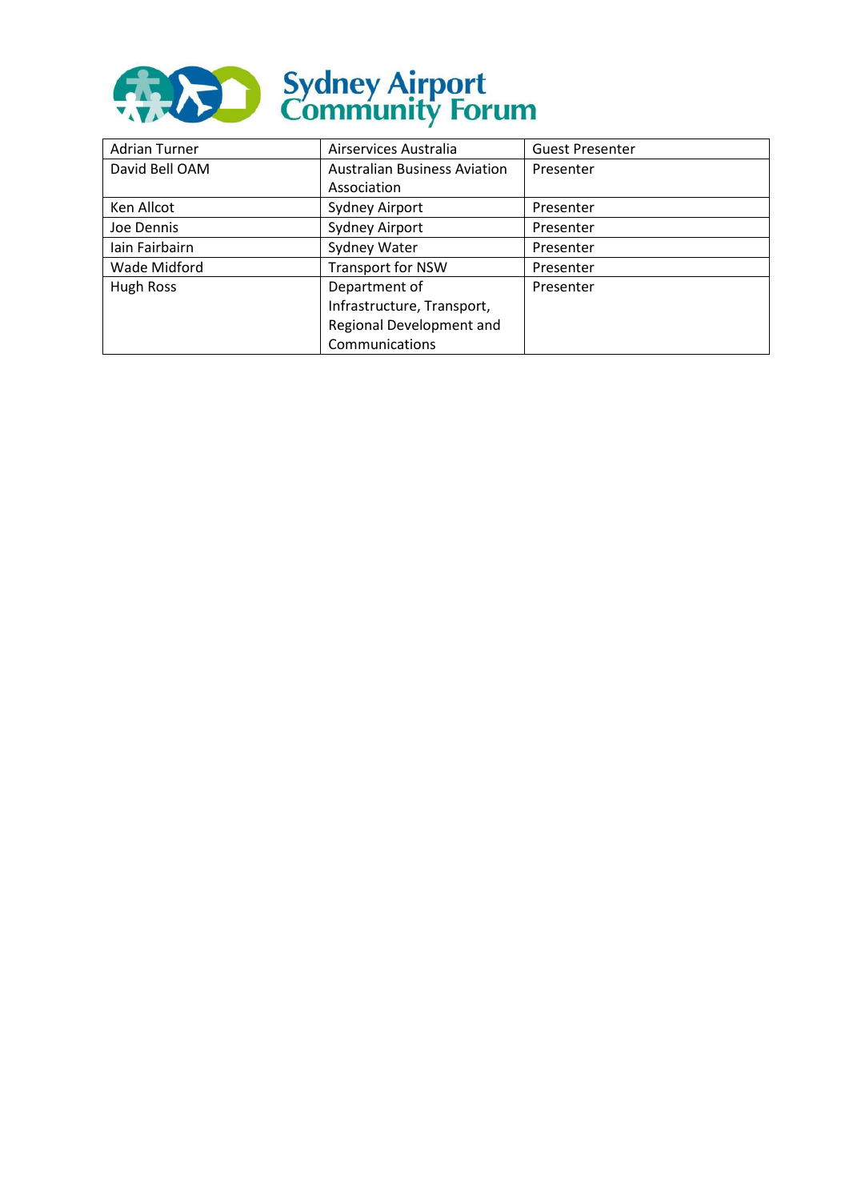| | | |
|---|---|---|
| Adrian Turner | Airservices Australia | Guest Presenter |
| David Bell OAM | Australian Business Aviation Association | Presenter |
| Ken Allcot | Sydney Airport | Presenter |
| Joe Dennis | Sydney Airport | Presenter |
| Iain Fairbairn | Sydney Water | Presenter |
| Wade Midford | Transport for NSW | Presenter |
| Hugh Ross | Department of Infrastructure, Transport, Regional Development and Communications | Presenter |